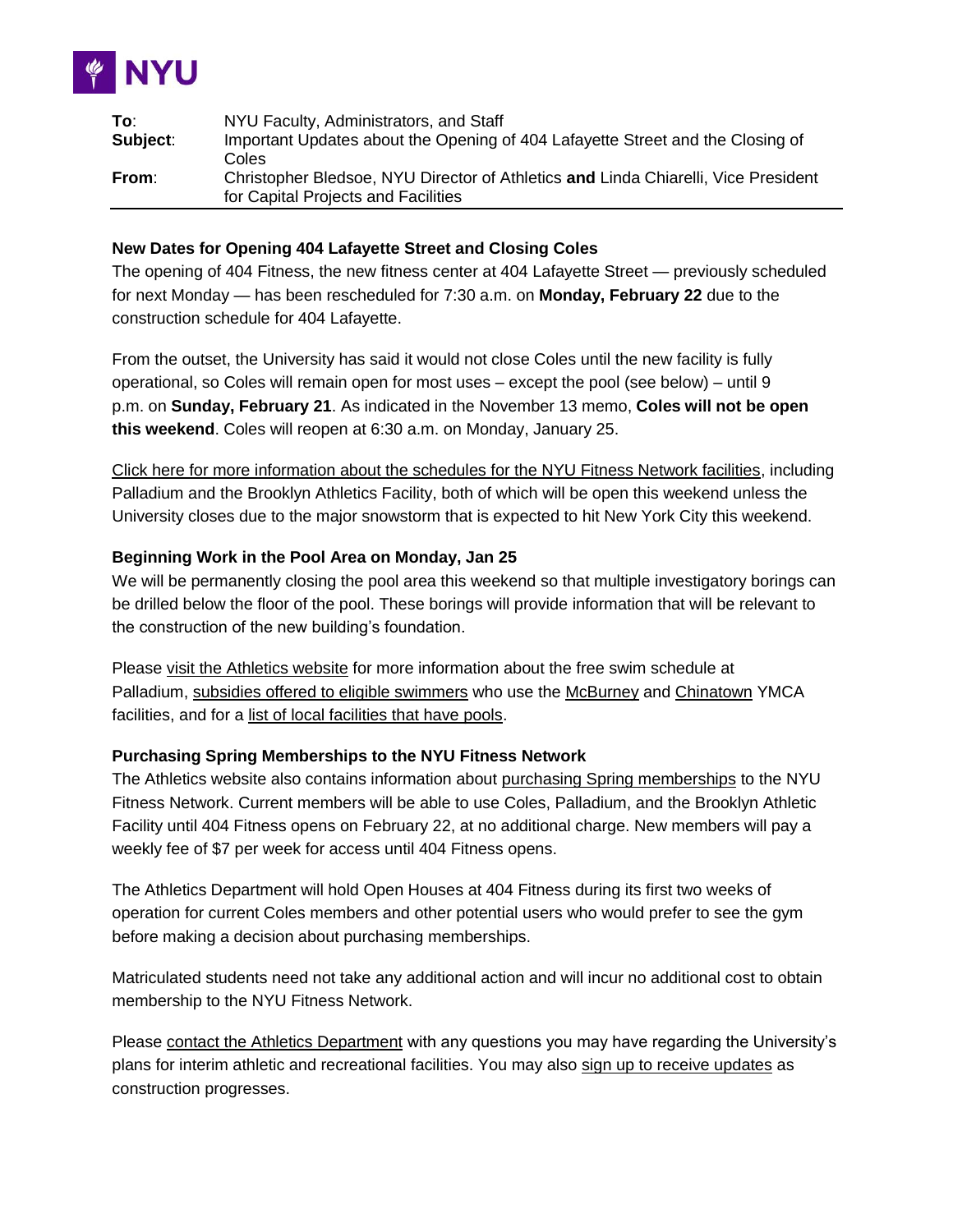NYU

| | |
|---|---|
| **To**: | NYU Faculty, Administrators, and Staff |
| **Subject**: | Important Updates about the Opening of 404 Lafayette Street and the Closing of Coles |
| **From**: | Christopher Bledsoe, NYU Director of Athletics **and** Linda Chiarelli, Vice President for Capital Projects and Facilities |

**New Dates for Opening 404 Lafayette Street and Closing Coles**

The opening of 404 Fitness, the new fitness center at 404 Lafayette Street — previously scheduled for next Monday — has been rescheduled for 7:30 a.m. on **Monday, February 22** due to the construction schedule for 404 Lafayette.

From the outset, the University has said it would not close Coles until the new facility is fully operational, so Coles will remain open for most uses – except the pool (see below) – until 9 p.m. on **Sunday, February 21**. As indicated in the November 13 memo, **Coles will not be open this weekend**. Coles will reopen at 6:30 a.m. on Monday, January 25.

Click here for more information about the schedules for the NYU Fitness Network facilities, including Palladium and the Brooklyn Athletics Facility, both of which will be open this weekend unless the University closes due to the major snowstorm that is expected to hit New York City this weekend.

**Beginning Work in the Pool Area on Monday, Jan 25**

We will be permanently closing the pool area this weekend so that multiple investigatory borings can be drilled below the floor of the pool. These borings will provide information that will be relevant to the construction of the new building's foundation.

Please visit the Athletics website for more information about the free swim schedule at Palladium, subsidies offered to eligible swimmers who use the McBurney and Chinatown YMCA facilities, and for a list of local facilities that have pools.

**Purchasing Spring Memberships to the NYU Fitness Network**

The Athletics website also contains information about purchasing Spring memberships to the NYU Fitness Network. Current members will be able to use Coles, Palladium, and the Brooklyn Athletic Facility until 404 Fitness opens on February 22, at no additional charge. New members will pay a weekly fee of $7 per week for access until 404 Fitness opens.

The Athletics Department will hold Open Houses at 404 Fitness during its first two weeks of operation for current Coles members and other potential users who would prefer to see the gym before making a decision about purchasing memberships.

Matriculated students need not take any additional action and will incur no additional cost to obtain membership to the NYU Fitness Network.

Please contact the Athletics Department with any questions you may have regarding the University's plans for interim athletic and recreational facilities. You may also sign up to receive updates as construction progresses.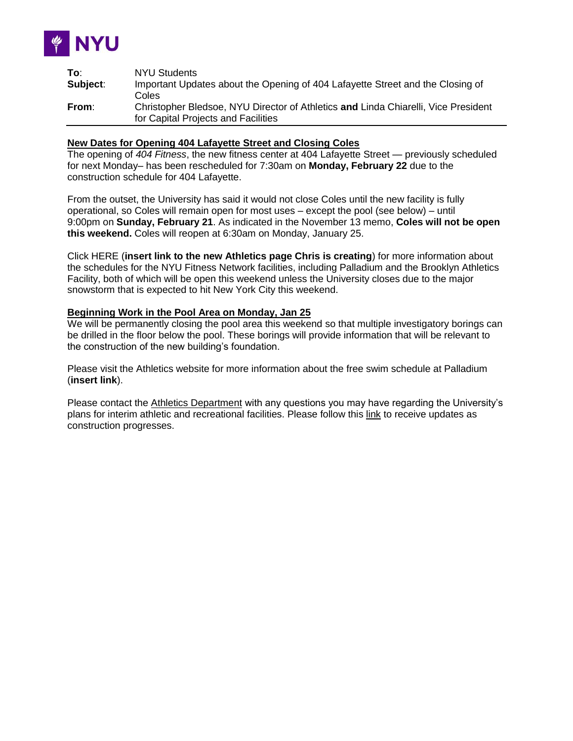**To**: NYU Students
**Subject**: Important Updates about the Opening of 404 Lafayette Street and the Closing of Coles
**From**: Christopher Bledsoe, NYU Director of Athletics **and** Linda Chiarelli, Vice President for Capital Projects and Facilities

---

**New Dates for Opening 404 Lafayette Street and Closing Coles**

The opening of *404 Fitness*, the new fitness center at 404 Lafayette Street — previously scheduled for next Monday– has been rescheduled for 7:30am on **Monday, February 22** due to the construction schedule for 404 Lafayette.

From the outset, the University has said it would not close Coles until the new facility is fully operational, so Coles will remain open for most uses – except the pool (see below) – until 9:00pm on **Sunday, February 21**. As indicated in the November 13 memo, **Coles will not be open this weekend.** Coles will reopen at 6:30am on Monday, January 25.

Click HERE (**insert link to the new Athletics page Chris is creating**) for more information about the schedules for the NYU Fitness Network facilities, including Palladium and the Brooklyn Athletics Facility, both of which will be open this weekend unless the University closes due to the major snowstorm that is expected to hit New York City this weekend.

**Beginning Work in the Pool Area on Monday, Jan 25**

We will be permanently closing the pool area this weekend so that multiple investigatory borings can be drilled in the floor below the pool. These borings will provide information that will be relevant to the construction of the new building's foundation.

Please visit the Athletics website for more information about the free swim schedule at Palladium (**insert link**).

Please contact the Athletics Department with any questions you may have regarding the University's plans for interim athletic and recreational facilities. Please follow this link to receive updates as construction progresses.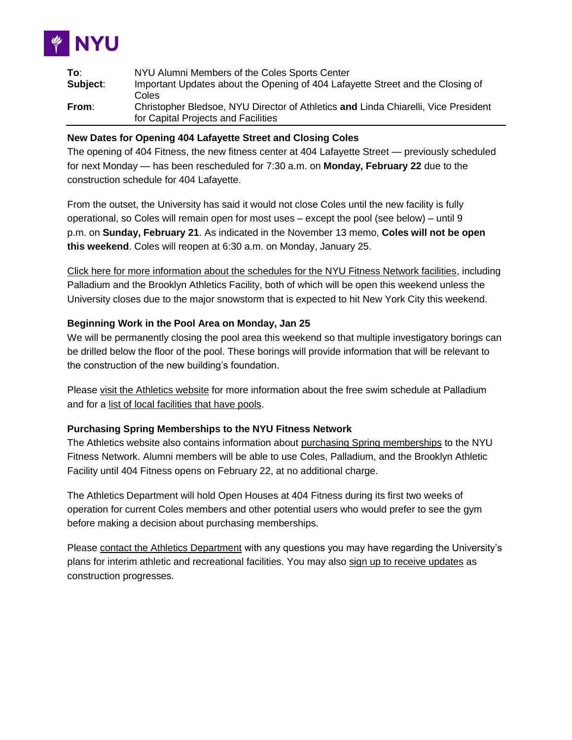**NYU**

| | |
|---|---|
| **To**: | NYU Alumni Members of the Coles Sports Center |
| **Subject**: | Important Updates about the Opening of 404 Lafayette Street and the Closing of Coles |
| **From**: | Christopher Bledsoe, NYU Director of Athletics **and** Linda Chiarelli, Vice President for Capital Projects and Facilities |

**New Dates for Opening 404 Lafayette Street and Closing Coles**

The opening of 404 Fitness, the new fitness center at 404 Lafayette Street — previously scheduled for next Monday — has been rescheduled for 7:30 a.m. on **Monday, February 22** due to the construction schedule for 404 Lafayette.

From the outset, the University has said it would not close Coles until the new facility is fully operational, so Coles will remain open for most uses – except the pool (see below) – until 9 p.m. on **Sunday, February 21**. As indicated in the November 13 memo, **Coles will not be open this weekend**. Coles will reopen at 6:30 a.m. on Monday, January 25.

Click here for more information about the schedules for the NYU Fitness Network facilities, including Palladium and the Brooklyn Athletics Facility, both of which will be open this weekend unless the University closes due to the major snowstorm that is expected to hit New York City this weekend.

**Beginning Work in the Pool Area on Monday, Jan 25**

We will be permanently closing the pool area this weekend so that multiple investigatory borings can be drilled below the floor of the pool. These borings will provide information that will be relevant to the construction of the new building's foundation.

Please visit the Athletics website for more information about the free swim schedule at Palladium and for a list of local facilities that have pools.

**Purchasing Spring Memberships to the NYU Fitness Network**

The Athletics website also contains information about purchasing Spring memberships to the NYU Fitness Network. Alumni members will be able to use Coles, Palladium, and the Brooklyn Athletic Facility until 404 Fitness opens on February 22, at no additional charge.

The Athletics Department will hold Open Houses at 404 Fitness during its first two weeks of operation for current Coles members and other potential users who would prefer to see the gym before making a decision about purchasing memberships.

Please contact the Athletics Department with any questions you may have regarding the University's plans for interim athletic and recreational facilities. You may also sign up to receive updates as construction progresses.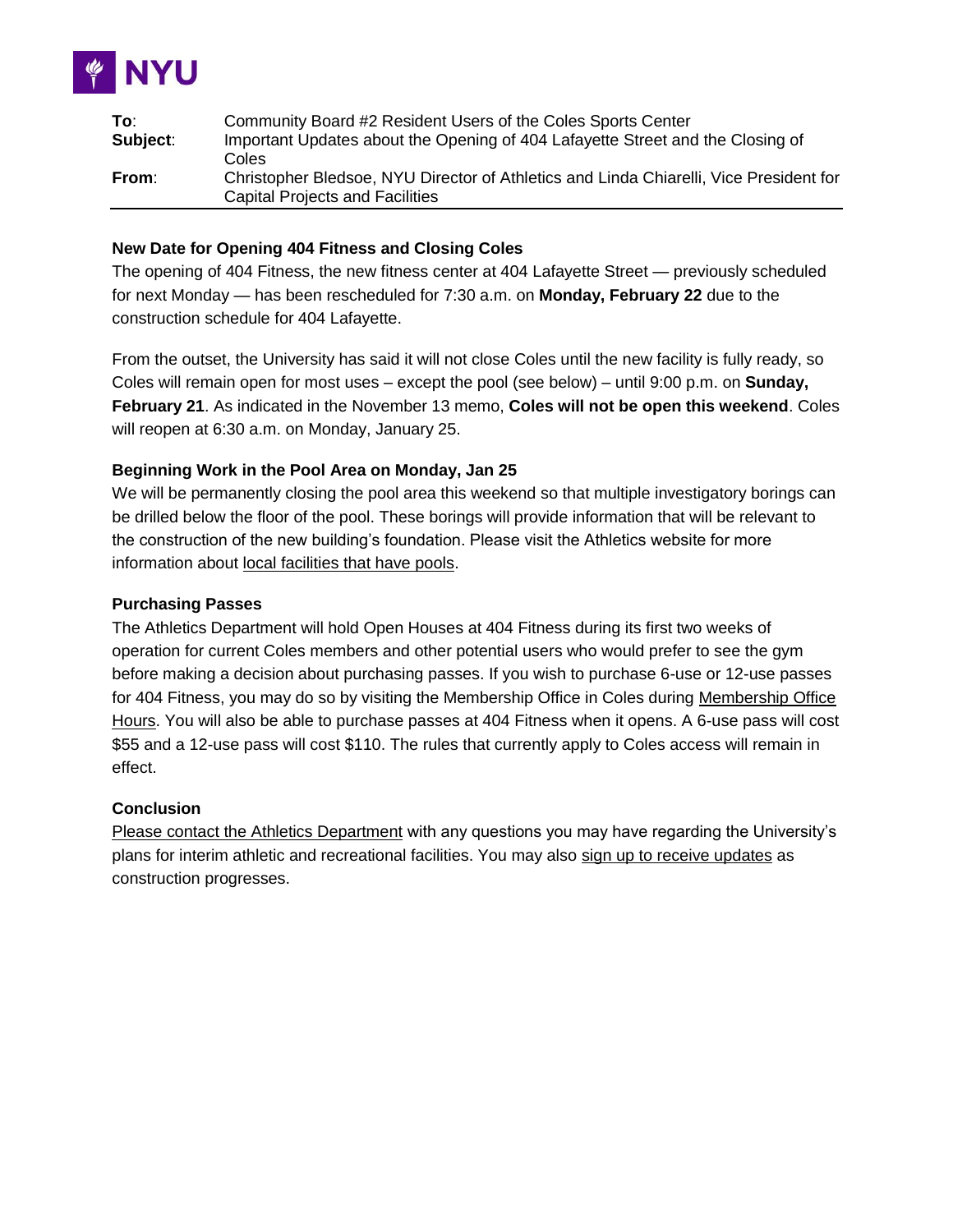**NYU**

| | |
|---|---|
| **To**: | Community Board #2 Resident Users of the Coles Sports Center |
| **Subject**: | Important Updates about the Opening of 404 Lafayette Street and the Closing of Coles |
| **From**: | Christopher Bledsoe, NYU Director of Athletics and Linda Chiarelli, Vice President for Capital Projects and Facilities |

**New Date for Opening 404 Fitness and Closing Coles**

The opening of 404 Fitness, the new fitness center at 404 Lafayette Street — previously scheduled for next Monday — has been rescheduled for 7:30 a.m. on **Monday, February 22** due to the construction schedule for 404 Lafayette.

From the outset, the University has said it will not close Coles until the new facility is fully ready, so Coles will remain open for most uses – except the pool (see below) – until 9:00 p.m. on **Sunday, February 21**. As indicated in the November 13 memo, **Coles will not be open this weekend**. Coles will reopen at 6:30 a.m. on Monday, January 25.

**Beginning Work in the Pool Area on Monday, Jan 25**

We will be permanently closing the pool area this weekend so that multiple investigatory borings can be drilled below the floor of the pool. These borings will provide information that will be relevant to the construction of the new building's foundation. Please visit the Athletics website for more information about local facilities that have pools.

**Purchasing Passes**

The Athletics Department will hold Open Houses at 404 Fitness during its first two weeks of operation for current Coles members and other potential users who would prefer to see the gym before making a decision about purchasing passes. If you wish to purchase 6-use or 12-use passes for 404 Fitness, you may do so by visiting the Membership Office in Coles during Membership Office Hours. You will also be able to purchase passes at 404 Fitness when it opens. A 6-use pass will cost $55 and a 12-use pass will cost $110. The rules that currently apply to Coles access will remain in effect.

**Conclusion**

Please contact the Athletics Department with any questions you may have regarding the University's plans for interim athletic and recreational facilities. You may also sign up to receive updates as construction progresses.